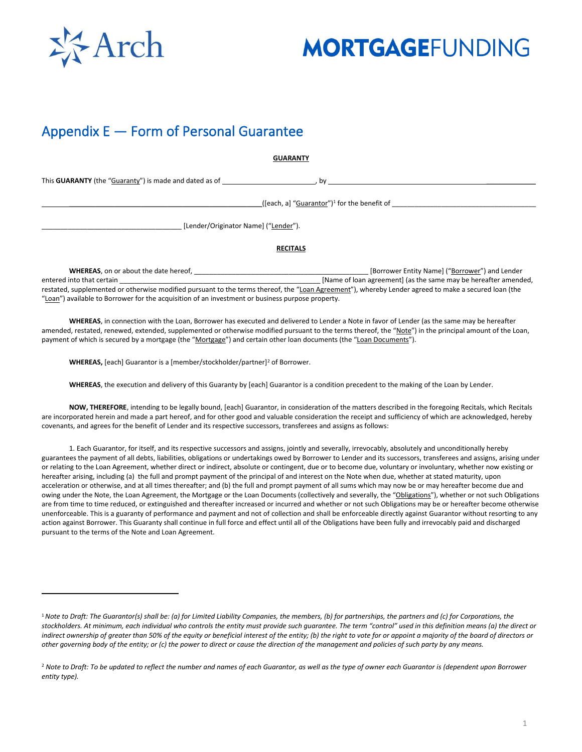# Appendix E — Form of Personal Guarantee

**GUARANTY**

This **GUARANTY** (the "Guaranty") is made and dated as of ________________________, by ____________________________________________________________

____________________________________________________([each, a] "Guarantor")[1] for the benefit of _____________________________________

____________________________________ [Lender/Originator Name] ("Lender").

**RECITALS**

**WHEREAS**, on or about the date hereof, ______________________________________________ [Borrower Entity Name] ("Borrower") and Lender entered into that certain ____________________________________________________ [Name of loan agreement] (as the same may be hereafter amended, restated, supplemented or otherwise modified pursuant to the terms thereof, the "Loan Agreement"), whereby Lender agreed to make a secured loan (the "Loan") available to Borrower for the acquisition of an investment or business purpose property.

**WHEREAS**, in connection with the Loan, Borrower has executed and delivered to Lender a Note in favor of Lender (as the same may be hereafter amended, restated, renewed, extended, supplemented or otherwise modified pursuant to the terms thereof, the "Note") in the principal amount of the Loan, payment of which is secured by a mortgage (the "Mortgage") and certain other loan documents (the "Loan Documents").

**WHEREAS,** [each] Guarantor is a [member/stockholder/partner][2] of Borrower.

**WHEREAS**, the execution and delivery of this Guaranty by [each] Guarantor is a condition precedent to the making of the Loan by Lender.

**NOW, THEREFORE**, intending to be legally bound, [each] Guarantor, in consideration of the matters described in the foregoing Recitals, which Recitals are incorporated herein and made a part hereof, and for other good and valuable consideration the receipt and sufficiency of which are acknowledged, hereby covenants, and agrees for the benefit of Lender and its respective successors, transferees and assigns as follows:

1. Each Guarantor, for itself, and its respective successors and assigns, jointly and severally, irrevocably, absolutely and unconditionally hereby guarantees the payment of all debts, liabilities, obligations or undertakings owed by Borrower to Lender and its successors, transferees and assigns, arising under or relating to the Loan Agreement, whether direct or indirect, absolute or contingent, due or to become due, voluntary or involuntary, whether now existing or hereafter arising, including (a) the full and prompt payment of the principal of and interest on the Note when due, whether at stated maturity, upon acceleration or otherwise, and at all times thereafter; and (b) the full and prompt payment of all sums which may now be or may hereafter become due and owing under the Note, the Loan Agreement, the Mortgage or the Loan Documents (collectively and severally, the "Obligations"), whether or not such Obligations are from time to time reduced, or extinguished and thereafter increased or incurred and whether or not such Obligations may be or hereafter become otherwise unenforceable. This is a guaranty of performance and payment and not of collection and shall be enforceable directly against Guarantor without resorting to any action against Borrower. This Guaranty shall continue in full force and effect until all of the Obligations have been fully and irrevocably paid and discharged pursuant to the terms of the Note and Loan Agreement.

---

[1] *Note to Draft: The Guarantor(s) shall be: (a) for Limited Liability Companies, the members, (b) for partnerships, the partners and (c) for Corporations, the stockholders. At minimum, each individual who controls the entity must provide such guarantee. The term "control" used in this definition means (a) the direct or indirect ownership of greater than 50% of the equity or beneficial interest of the entity; (b) the right to vote for or appoint a majority of the board of directors or other governing body of the entity; or (c) the power to direct or cause the direction of the management and policies of such party by any means.*

[2] *Note to Draft: To be updated to reflect the number and names of each Guarantor, as well as the type of owner each Guarantor is (dependent upon Borrower entity type).*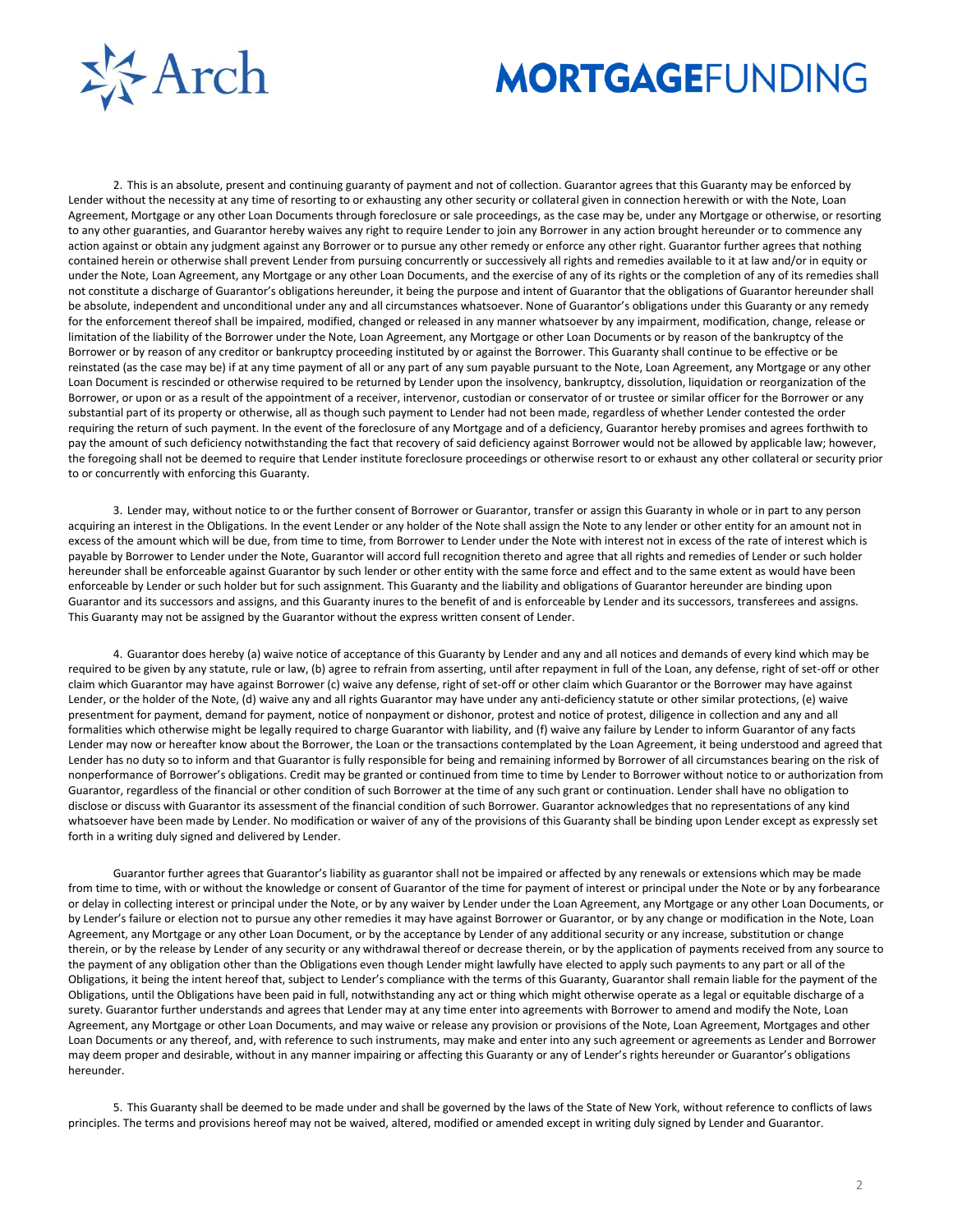2. This is an absolute, present and continuing guaranty of payment and not of collection. Guarantor agrees that this Guaranty may be enforced by Lender without the necessity at any time of resorting to or exhausting any other security or collateral given in connection herewith or with the Note, Loan Agreement, Mortgage or any other Loan Documents through foreclosure or sale proceedings, as the case may be, under any Mortgage or otherwise, or resorting to any other guaranties, and Guarantor hereby waives any right to require Lender to join any Borrower in any action brought hereunder or to commence any action against or obtain any judgment against any Borrower or to pursue any other remedy or enforce any other right. Guarantor further agrees that nothing contained herein or otherwise shall prevent Lender from pursuing concurrently or successively all rights and remedies available to it at law and/or in equity or under the Note, Loan Agreement, any Mortgage or any other Loan Documents, and the exercise of any of its rights or the completion of any of its remedies shall not constitute a discharge of Guarantor's obligations hereunder, it being the purpose and intent of Guarantor that the obligations of Guarantor hereunder shall be absolute, independent and unconditional under any and all circumstances whatsoever. None of Guarantor's obligations under this Guaranty or any remedy for the enforcement thereof shall be impaired, modified, changed or released in any manner whatsoever by any impairment, modification, change, release or limitation of the liability of the Borrower under the Note, Loan Agreement, any Mortgage or other Loan Documents or by reason of the bankruptcy of the Borrower or by reason of any creditor or bankruptcy proceeding instituted by or against the Borrower. This Guaranty shall continue to be effective or be reinstated (as the case may be) if at any time payment of all or any part of any sum payable pursuant to the Note, Loan Agreement, any Mortgage or any other Loan Document is rescinded or otherwise required to be returned by Lender upon the insolvency, bankruptcy, dissolution, liquidation or reorganization of the Borrower, or upon or as a result of the appointment of a receiver, intervenor, custodian or conservator of or trustee or similar officer for the Borrower or any substantial part of its property or otherwise, all as though such payment to Lender had not been made, regardless of whether Lender contested the order requiring the return of such payment. In the event of the foreclosure of any Mortgage and of a deficiency, Guarantor hereby promises and agrees forthwith to pay the amount of such deficiency notwithstanding the fact that recovery of said deficiency against Borrower would not be allowed by applicable law; however, the foregoing shall not be deemed to require that Lender institute foreclosure proceedings or otherwise resort to or exhaust any other collateral or security prior to or concurrently with enforcing this Guaranty.

3. Lender may, without notice to or the further consent of Borrower or Guarantor, transfer or assign this Guaranty in whole or in part to any person acquiring an interest in the Obligations. In the event Lender or any holder of the Note shall assign the Note to any lender or other entity for an amount not in excess of the amount which will be due, from time to time, from Borrower to Lender under the Note with interest not in excess of the rate of interest which is payable by Borrower to Lender under the Note, Guarantor will accord full recognition thereto and agree that all rights and remedies of Lender or such holder hereunder shall be enforceable against Guarantor by such lender or other entity with the same force and effect and to the same extent as would have been enforceable by Lender or such holder but for such assignment. This Guaranty and the liability and obligations of Guarantor hereunder are binding upon Guarantor and its successors and assigns, and this Guaranty inures to the benefit of and is enforceable by Lender and its successors, transferees and assigns. This Guaranty may not be assigned by the Guarantor without the express written consent of Lender.

4. Guarantor does hereby (a) waive notice of acceptance of this Guaranty by Lender and any and all notices and demands of every kind which may be required to be given by any statute, rule or law, (b) agree to refrain from asserting, until after repayment in full of the Loan, any defense, right of set-off or other claim which Guarantor may have against Borrower (c) waive any defense, right of set-off or other claim which Guarantor or the Borrower may have against Lender, or the holder of the Note, (d) waive any and all rights Guarantor may have under any anti-deficiency statute or other similar protections, (e) waive presentment for payment, demand for payment, notice of nonpayment or dishonor, protest and notice of protest, diligence in collection and any and all formalities which otherwise might be legally required to charge Guarantor with liability, and (f) waive any failure by Lender to inform Guarantor of any facts Lender may now or hereafter know about the Borrower, the Loan or the transactions contemplated by the Loan Agreement, it being understood and agreed that Lender has no duty so to inform and that Guarantor is fully responsible for being and remaining informed by Borrower of all circumstances bearing on the risk of nonperformance of Borrower's obligations. Credit may be granted or continued from time to time by Lender to Borrower without notice to or authorization from Guarantor, regardless of the financial or other condition of such Borrower at the time of any such grant or continuation. Lender shall have no obligation to disclose or discuss with Guarantor its assessment of the financial condition of such Borrower. Guarantor acknowledges that no representations of any kind whatsoever have been made by Lender. No modification or waiver of any of the provisions of this Guaranty shall be binding upon Lender except as expressly set forth in a writing duly signed and delivered by Lender.

Guarantor further agrees that Guarantor's liability as guarantor shall not be impaired or affected by any renewals or extensions which may be made from time to time, with or without the knowledge or consent of Guarantor of the time for payment of interest or principal under the Note or by any forbearance or delay in collecting interest or principal under the Note, or by any waiver by Lender under the Loan Agreement, any Mortgage or any other Loan Documents, or by Lender's failure or election not to pursue any other remedies it may have against Borrower or Guarantor, or by any change or modification in the Note, Loan Agreement, any Mortgage or any other Loan Document, or by the acceptance by Lender of any additional security or any increase, substitution or change therein, or by the release by Lender of any security or any withdrawal thereof or decrease therein, or by the application of payments received from any source to the payment of any obligation other than the Obligations even though Lender might lawfully have elected to apply such payments to any part or all of the Obligations, it being the intent hereof that, subject to Lender's compliance with the terms of this Guaranty, Guarantor shall remain liable for the payment of the Obligations, until the Obligations have been paid in full, notwithstanding any act or thing which might otherwise operate as a legal or equitable discharge of a surety. Guarantor further understands and agrees that Lender may at any time enter into agreements with Borrower to amend and modify the Note, Loan Agreement, any Mortgage or other Loan Documents, and may waive or release any provision or provisions of the Note, Loan Agreement, Mortgages and other Loan Documents or any thereof, and, with reference to such instruments, may make and enter into any such agreement or agreements as Lender and Borrower may deem proper and desirable, without in any manner impairing or affecting this Guaranty or any of Lender's rights hereunder or Guarantor's obligations hereunder.

5. This Guaranty shall be deemed to be made under and shall be governed by the laws of the State of New York, without reference to conflicts of laws principles. The terms and provisions hereof may not be waived, altered, modified or amended except in writing duly signed by Lender and Guarantor.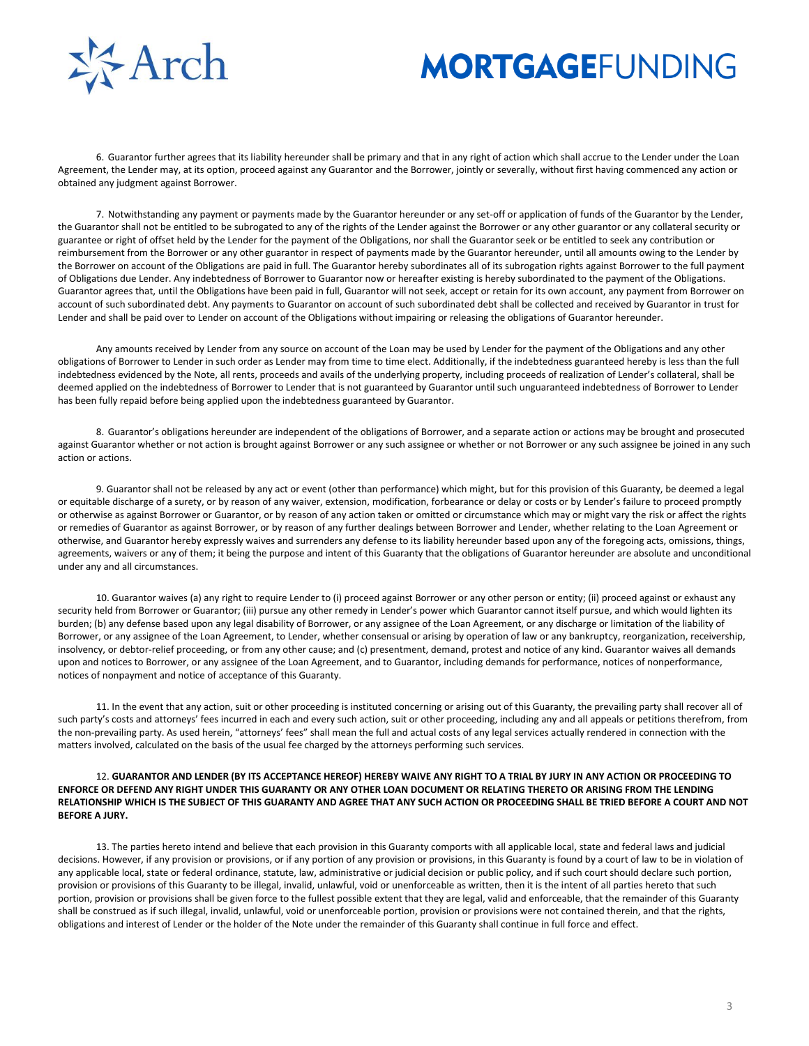6. Guarantor further agrees that its liability hereunder shall be primary and that in any right of action which shall accrue to the Lender under the Loan Agreement, the Lender may, at its option, proceed against any Guarantor and the Borrower, jointly or severally, without first having commenced any action or obtained any judgment against Borrower.

7. Notwithstanding any payment or payments made by the Guarantor hereunder or any set-off or application of funds of the Guarantor by the Lender, the Guarantor shall not be entitled to be subrogated to any of the rights of the Lender against the Borrower or any other guarantor or any collateral security or guarantee or right of offset held by the Lender for the payment of the Obligations, nor shall the Guarantor seek or be entitled to seek any contribution or reimbursement from the Borrower or any other guarantor in respect of payments made by the Guarantor hereunder, until all amounts owing to the Lender by the Borrower on account of the Obligations are paid in full. The Guarantor hereby subordinates all of its subrogation rights against Borrower to the full payment of Obligations due Lender. Any indebtedness of Borrower to Guarantor now or hereafter existing is hereby subordinated to the payment of the Obligations. Guarantor agrees that, until the Obligations have been paid in full, Guarantor will not seek, accept or retain for its own account, any payment from Borrower on account of such subordinated debt. Any payments to Guarantor on account of such subordinated debt shall be collected and received by Guarantor in trust for Lender and shall be paid over to Lender on account of the Obligations without impairing or releasing the obligations of Guarantor hereunder.

Any amounts received by Lender from any source on account of the Loan may be used by Lender for the payment of the Obligations and any other obligations of Borrower to Lender in such order as Lender may from time to time elect. Additionally, if the indebtedness guaranteed hereby is less than the full indebtedness evidenced by the Note, all rents, proceeds and avails of the underlying property, including proceeds of realization of Lender's collateral, shall be deemed applied on the indebtedness of Borrower to Lender that is not guaranteed by Guarantor until such unguaranteed indebtedness of Borrower to Lender has been fully repaid before being applied upon the indebtedness guaranteed by Guarantor.

8. Guarantor's obligations hereunder are independent of the obligations of Borrower, and a separate action or actions may be brought and prosecuted against Guarantor whether or not action is brought against Borrower or any such assignee or whether or not Borrower or any such assignee be joined in any such action or actions.

9. Guarantor shall not be released by any act or event (other than performance) which might, but for this provision of this Guaranty, be deemed a legal or equitable discharge of a surety, or by reason of any waiver, extension, modification, forbearance or delay or costs or by Lender's failure to proceed promptly or otherwise as against Borrower or Guarantor, or by reason of any action taken or omitted or circumstance which may or might vary the risk or affect the rights or remedies of Guarantor as against Borrower, or by reason of any further dealings between Borrower and Lender, whether relating to the Loan Agreement or otherwise, and Guarantor hereby expressly waives and surrenders any defense to its liability hereunder based upon any of the foregoing acts, omissions, things, agreements, waivers or any of them; it being the purpose and intent of this Guaranty that the obligations of Guarantor hereunder are absolute and unconditional under any and all circumstances.

10. Guarantor waives (a) any right to require Lender to (i) proceed against Borrower or any other person or entity; (ii) proceed against or exhaust any security held from Borrower or Guarantor; (iii) pursue any other remedy in Lender's power which Guarantor cannot itself pursue, and which would lighten its burden; (b) any defense based upon any legal disability of Borrower, or any assignee of the Loan Agreement, or any discharge or limitation of the liability of Borrower, or any assignee of the Loan Agreement, to Lender, whether consensual or arising by operation of law or any bankruptcy, reorganization, receivership, insolvency, or debtor-relief proceeding, or from any other cause; and (c) presentment, demand, protest and notice of any kind. Guarantor waives all demands upon and notices to Borrower, or any assignee of the Loan Agreement, and to Guarantor, including demands for performance, notices of nonperformance, notices of nonpayment and notice of acceptance of this Guaranty.

11. In the event that any action, suit or other proceeding is instituted concerning or arising out of this Guaranty, the prevailing party shall recover all of such party's costs and attorneys' fees incurred in each and every such action, suit or other proceeding, including any and all appeals or petitions therefrom, from the non-prevailing party. As used herein, "attorneys' fees" shall mean the full and actual costs of any legal services actually rendered in connection with the matters involved, calculated on the basis of the usual fee charged by the attorneys performing such services.

12. **GUARANTOR AND LENDER (BY ITS ACCEPTANCE HEREOF) HEREBY WAIVE ANY RIGHT TO A TRIAL BY JURY IN ANY ACTION OR PROCEEDING TO ENFORCE OR DEFEND ANY RIGHT UNDER THIS GUARANTY OR ANY OTHER LOAN DOCUMENT OR RELATING THERETO OR ARISING FROM THE LENDING RELATIONSHIP WHICH IS THE SUBJECT OF THIS GUARANTY AND AGREE THAT ANY SUCH ACTION OR PROCEEDING SHALL BE TRIED BEFORE A COURT AND NOT BEFORE A JURY.**

13. The parties hereto intend and believe that each provision in this Guaranty comports with all applicable local, state and federal laws and judicial decisions. However, if any provision or provisions, or if any portion of any provision or provisions, in this Guaranty is found by a court of law to be in violation of any applicable local, state or federal ordinance, statute, law, administrative or judicial decision or public policy, and if such court should declare such portion, provision or provisions of this Guaranty to be illegal, invalid, unlawful, void or unenforceable as written, then it is the intent of all parties hereto that such portion, provision or provisions shall be given force to the fullest possible extent that they are legal, valid and enforceable, that the remainder of this Guaranty shall be construed as if such illegal, invalid, unlawful, void or unenforceable portion, provision or provisions were not contained therein, and that the rights, obligations and interest of Lender or the holder of the Note under the remainder of this Guaranty shall continue in full force and effect.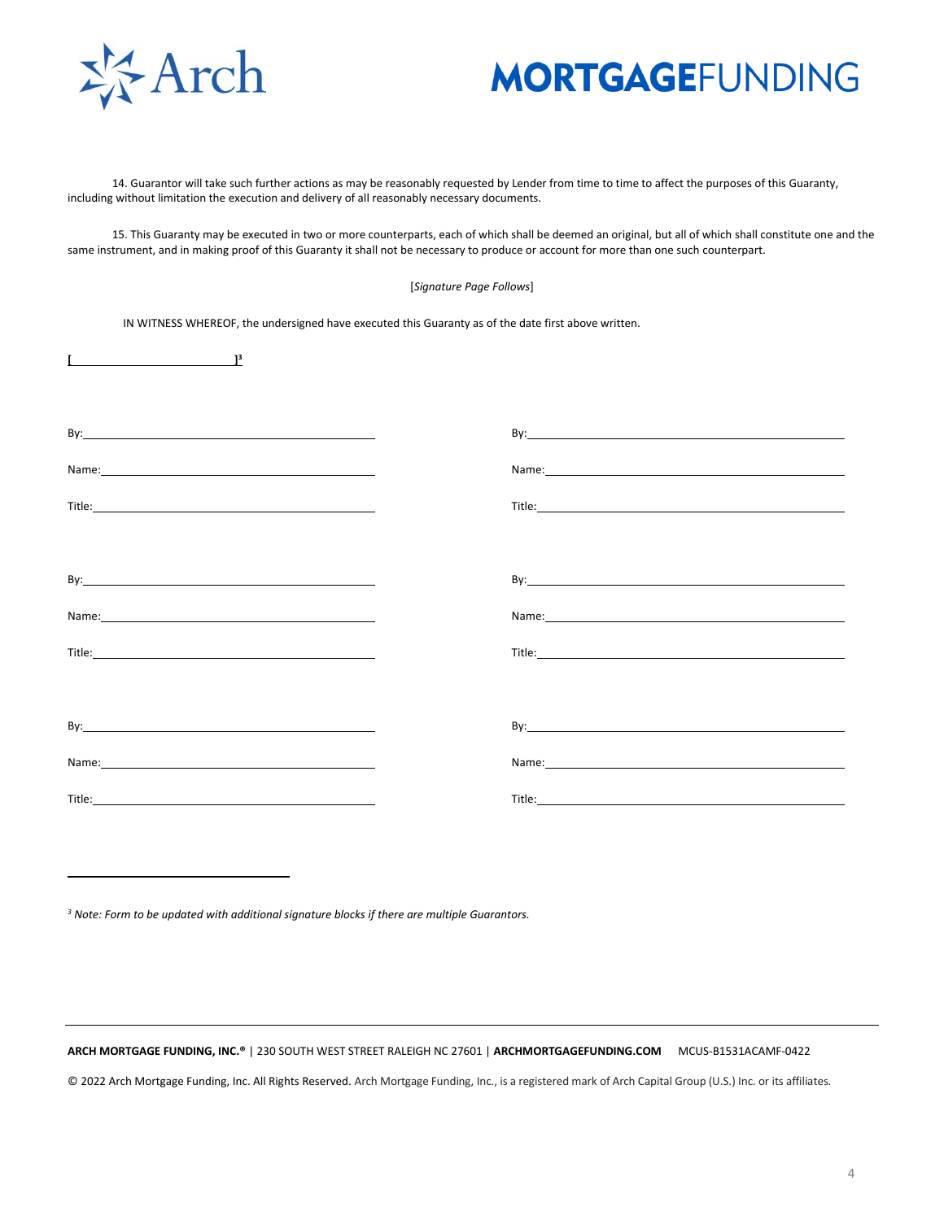14. Guarantor will take such further actions as may be reasonably requested by Lender from time to time to affect the purposes of this Guaranty, including without limitation the execution and delivery of all reasonably necessary documents.

15. This Guaranty may be executed in two or more counterparts, each of which shall be deemed an original, but all of which shall constitute one and the same instrument, and in making proof of this Guaranty it shall not be necessary to produce or account for more than one such counterpart.

[*Signature Page Follows*]

IN WITNESS WHEREOF, the undersigned have executed this Guaranty as of the date first above written.

**[\_\_\_\_\_\_\_\_\_\_\_\_\_\_\_\_\_\_\_\_\_\_\_\_\_\_]**[3]

By:\_\_\_\_\_\_\_\_\_\_\_\_\_\_\_\_\_\_\_\_\_\_\_\_\_\_\_\_\_\_\_\_\_\_\_\_

Name:\_\_\_\_\_\_\_\_\_\_\_\_\_\_\_\_\_\_\_\_\_\_\_\_\_\_\_\_\_\_\_\_\_\_

Title:\_\_\_\_\_\_\_\_\_\_\_\_\_\_\_\_\_\_\_\_\_\_\_\_\_\_\_\_\_\_\_\_\_\_\_

By:\_\_\_\_\_\_\_\_\_\_\_\_\_\_\_\_\_\_\_\_\_\_\_\_\_\_\_\_\_\_\_\_\_\_\_\_

Name:\_\_\_\_\_\_\_\_\_\_\_\_\_\_\_\_\_\_\_\_\_\_\_\_\_\_\_\_\_\_\_\_\_\_

Title:\_\_\_\_\_\_\_\_\_\_\_\_\_\_\_\_\_\_\_\_\_\_\_\_\_\_\_\_\_\_\_\_\_\_\_

By:\_\_\_\_\_\_\_\_\_\_\_\_\_\_\_\_\_\_\_\_\_\_\_\_\_\_\_\_\_\_\_\_\_\_\_\_

Name:\_\_\_\_\_\_\_\_\_\_\_\_\_\_\_\_\_\_\_\_\_\_\_\_\_\_\_\_\_\_\_\_\_\_

Title:\_\_\_\_\_\_\_\_\_\_\_\_\_\_\_\_\_\_\_\_\_\_\_\_\_\_\_\_\_\_\_\_\_\_\_

By:\_\_\_\_\_\_\_\_\_\_\_\_\_\_\_\_\_\_\_\_\_\_\_\_\_\_\_\_\_\_\_\_\_\_\_\_

Name:\_\_\_\_\_\_\_\_\_\_\_\_\_\_\_\_\_\_\_\_\_\_\_\_\_\_\_\_\_\_\_\_\_\_

Title:\_\_\_\_\_\_\_\_\_\_\_\_\_\_\_\_\_\_\_\_\_\_\_\_\_\_\_\_\_\_\_\_\_\_\_

By:\_\_\_\_\_\_\_\_\_\_\_\_\_\_\_\_\_\_\_\_\_\_\_\_\_\_\_\_\_\_\_\_\_\_\_\_

Name:\_\_\_\_\_\_\_\_\_\_\_\_\_\_\_\_\_\_\_\_\_\_\_\_\_\_\_\_\_\_\_\_\_\_

Title:\_\_\_\_\_\_\_\_\_\_\_\_\_\_\_\_\_\_\_\_\_\_\_\_\_\_\_\_\_\_\_\_\_\_\_

By:\_\_\_\_\_\_\_\_\_\_\_\_\_\_\_\_\_\_\_\_\_\_\_\_\_\_\_\_\_\_\_\_\_\_\_\_

Name:\_\_\_\_\_\_\_\_\_\_\_\_\_\_\_\_\_\_\_\_\_\_\_\_\_\_\_\_\_\_\_\_\_\_

Title:\_\_\_\_\_\_\_\_\_\_\_\_\_\_\_\_\_\_\_\_\_\_\_\_\_\_\_\_\_\_\_\_\_\_\_

---

[3] *Note: Form to be updated with additional signature blocks if there are multiple Guarantors.*

**ARCH MORTGAGE FUNDING, INC.®** | 230 SOUTH WEST STREET RALEIGH NC 27601 | **ARCHMORTGAGEFUNDING.COM** MCUS-B1531ACAMF-0422

© 2022 Arch Mortgage Funding, Inc. All Rights Reserved. Arch Mortgage Funding, Inc., is a registered mark of Arch Capital Group (U.S.) Inc. or its affiliates.